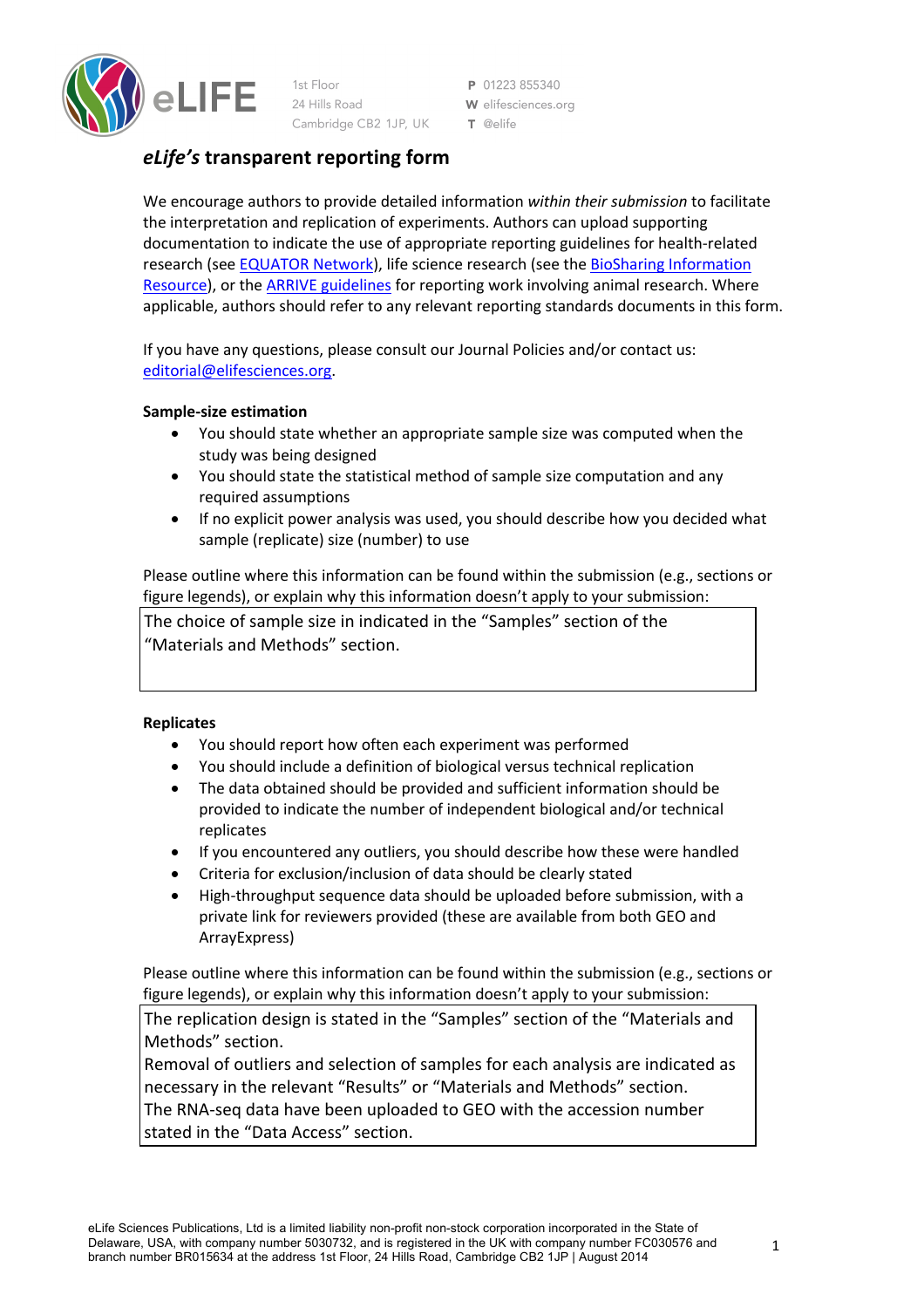eLIFE

1st Floor
24 Hills Road
Cambridge CB2 1JP, UK

**P** 01223 855340
**W** elifesciences.org
**T** @elife

## *eLife's* transparent reporting form

We encourage authors to provide detailed information *within their submission* to facilitate the interpretation and replication of experiments. Authors can upload supporting documentation to indicate the use of appropriate reporting guidelines for health-related research (see EQUATOR Network), life science research (see the BioSharing Information Resource), or the ARRIVE guidelines for reporting work involving animal research. Where applicable, authors should refer to any relevant reporting standards documents in this form.

If you have any questions, please consult our Journal Policies and/or contact us: editorial@elifesciences.org.

**Sample-size estimation**

- You should state whether an appropriate sample size was computed when the study was being designed
- You should state the statistical method of sample size computation and any required assumptions
- If no explicit power analysis was used, you should describe how you decided what sample (replicate) size (number) to use

Please outline where this information can be found within the submission (e.g., sections or figure legends), or explain why this information doesn't apply to your submission:

The choice of sample size in indicated in the "Samples" section of the "Materials and Methods" section.

**Replicates**

- You should report how often each experiment was performed
- You should include a definition of biological versus technical replication
- The data obtained should be provided and sufficient information should be provided to indicate the number of independent biological and/or technical replicates
- If you encountered any outliers, you should describe how these were handled
- Criteria for exclusion/inclusion of data should be clearly stated
- High-throughput sequence data should be uploaded before submission, with a private link for reviewers provided (these are available from both GEO and ArrayExpress)

Please outline where this information can be found within the submission (e.g., sections or figure legends), or explain why this information doesn't apply to your submission:

The replication design is stated in the "Samples" section of the "Materials and Methods" section.
Removal of outliers and selection of samples for each analysis are indicated as necessary in the relevant "Results" or "Materials and Methods" section.
The RNA-seq data have been uploaded to GEO with the accession number stated in the "Data Access" section.

eLife Sciences Publications, Ltd is a limited liability non-profit non-stock corporation incorporated in the State of Delaware, USA, with company number 5030732, and is registered in the UK with company number FC030576 and branch number BR015634 at the address 1st Floor, 24 Hills Road, Cambridge CB2 1JP | August 2014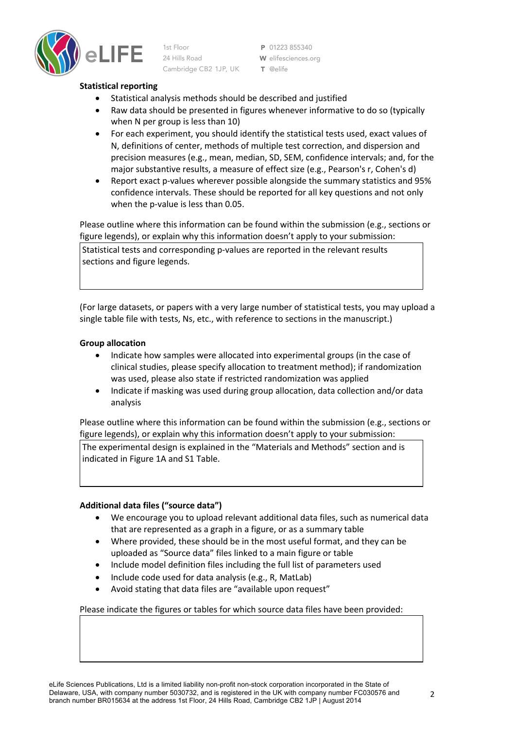**Statistical reporting**

- Statistical analysis methods should be described and justified
- Raw data should be presented in figures whenever informative to do so (typically when N per group is less than 10)
- For each experiment, you should identify the statistical tests used, exact values of N, definitions of center, methods of multiple test correction, and dispersion and precision measures (e.g., mean, median, SD, SEM, confidence intervals; and, for the major substantive results, a measure of effect size (e.g., Pearson's r, Cohen's d)
- Report exact p-values wherever possible alongside the summary statistics and 95% confidence intervals. These should be reported for all key questions and not only when the p-value is less than 0.05.

Please outline where this information can be found within the submission (e.g., sections or figure legends), or explain why this information doesn't apply to your submission:

> Statistical tests and corresponding p-values are reported in the relevant results sections and figure legends.

(For large datasets, or papers with a very large number of statistical tests, you may upload a single table file with tests, Ns, etc., with reference to sections in the manuscript.)

**Group allocation**

- Indicate how samples were allocated into experimental groups (in the case of clinical studies, please specify allocation to treatment method); if randomization was used, please also state if restricted randomization was applied
- Indicate if masking was used during group allocation, data collection and/or data analysis

Please outline where this information can be found within the submission (e.g., sections or figure legends), or explain why this information doesn't apply to your submission:

> The experimental design is explained in the "Materials and Methods" section and is indicated in Figure 1A and S1 Table.

**Additional data files ("source data")**

- We encourage you to upload relevant additional data files, such as numerical data that are represented as a graph in a figure, or as a summary table
- Where provided, these should be in the most useful format, and they can be uploaded as "Source data" files linked to a main figure or table
- Include model definition files including the full list of parameters used
- Include code used for data analysis (e.g., R, MatLab)
- Avoid stating that data files are "available upon request"

Please indicate the figures or tables for which source data files have been provided: